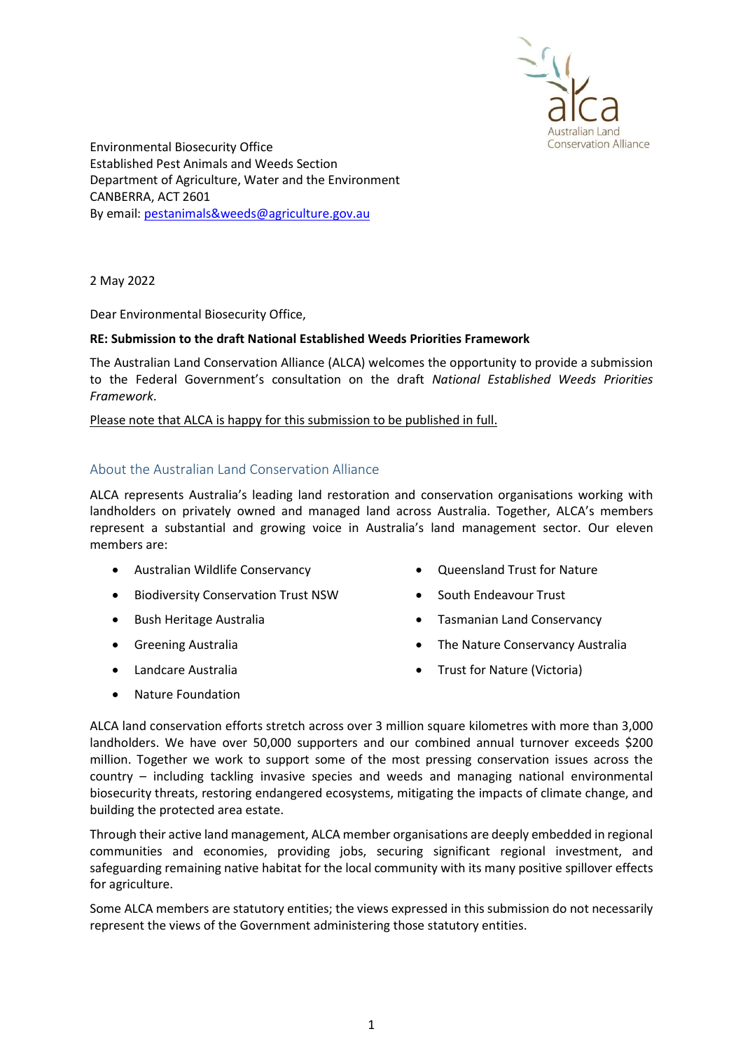Australian Land Conservation Alliance

Environmental Biosecurity Office
Established Pest Animals and Weeds Section
Department of Agriculture, Water and the Environment
CANBERRA, ACT 2601
By email: pestanimals&weeds@agriculture.gov.au

2 May 2022

Dear Environmental Biosecurity Office,

**RE: Submission to the draft National Established Weeds Priorities Framework**

The Australian Land Conservation Alliance (ALCA) welcomes the opportunity to provide a submission to the Federal Government's consultation on the draft *National Established Weeds Priorities Framework*.

Please note that ALCA is happy for this submission to be published in full.

## About the Australian Land Conservation Alliance

ALCA represents Australia's leading land restoration and conservation organisations working with landholders on privately owned and managed land across Australia. Together, ALCA's members represent a substantial and growing voice in Australia's land management sector. Our eleven members are:

- Australian Wildlife Conservancy
- Biodiversity Conservation Trust NSW
- Bush Heritage Australia
- Greening Australia
- Landcare Australia
- Nature Foundation
- Queensland Trust for Nature
- South Endeavour Trust
- Tasmanian Land Conservancy
- The Nature Conservancy Australia
- Trust for Nature (Victoria)

ALCA land conservation efforts stretch across over 3 million square kilometres with more than 3,000 landholders. We have over 50,000 supporters and our combined annual turnover exceeds $200 million. Together we work to support some of the most pressing conservation issues across the country – including tackling invasive species and weeds and managing national environmental biosecurity threats, restoring endangered ecosystems, mitigating the impacts of climate change, and building the protected area estate.

Through their active land management, ALCA member organisations are deeply embedded in regional communities and economies, providing jobs, securing significant regional investment, and safeguarding remaining native habitat for the local community with its many positive spillover effects for agriculture.

Some ALCA members are statutory entities; the views expressed in this submission do not necessarily represent the views of the Government administering those statutory entities.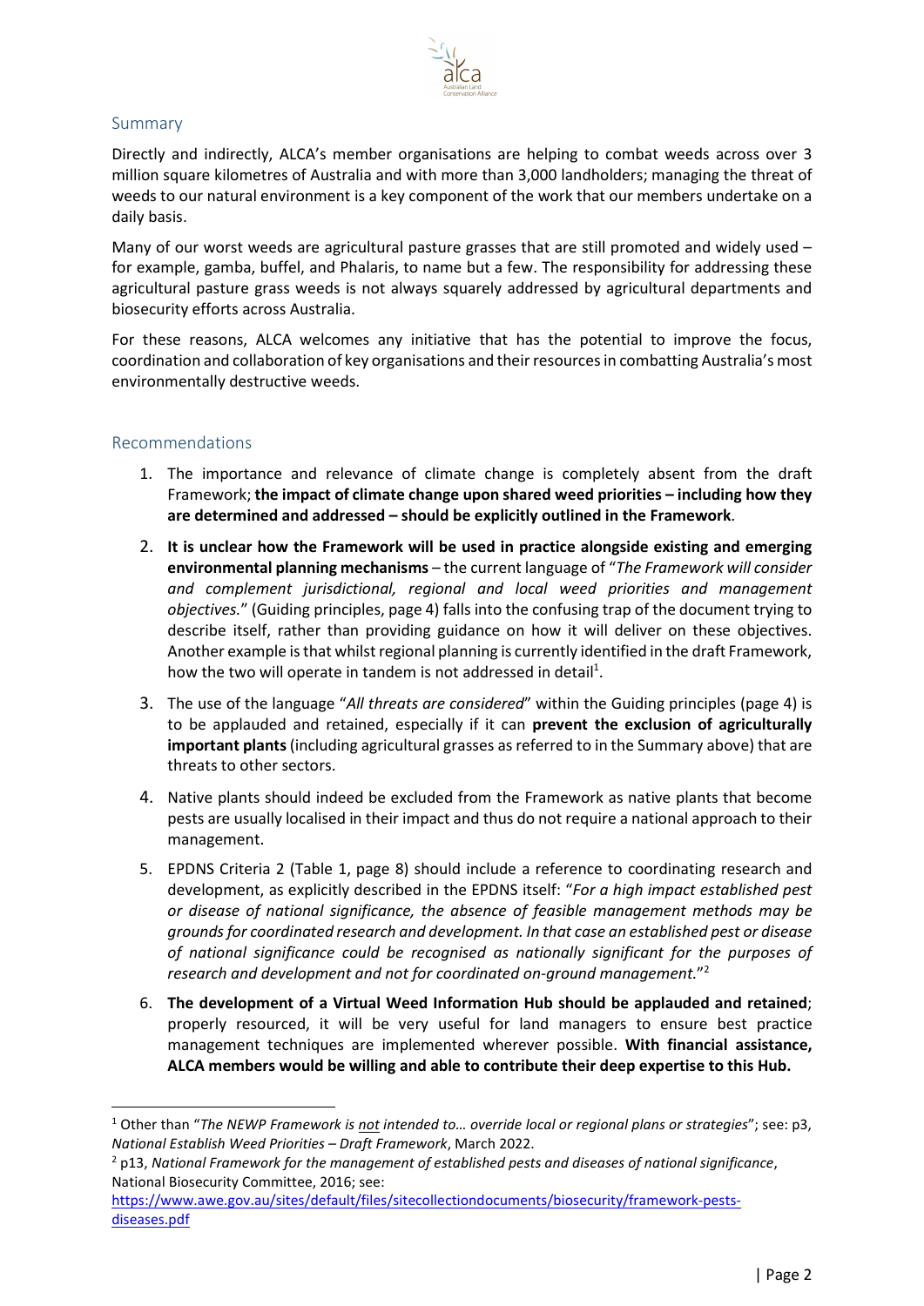## Summary

Directly and indirectly, ALCA's member organisations are helping to combat weeds across over 3 million square kilometres of Australia and with more than 3,000 landholders; managing the threat of weeds to our natural environment is a key component of the work that our members undertake on a daily basis.

Many of our worst weeds are agricultural pasture grasses that are still promoted and widely used – for example, gamba, buffel, and Phalaris, to name but a few. The responsibility for addressing these agricultural pasture grass weeds is not always squarely addressed by agricultural departments and biosecurity efforts across Australia.

For these reasons, ALCA welcomes any initiative that has the potential to improve the focus, coordination and collaboration of key organisations and their resources in combatting Australia's most environmentally destructive weeds.

## Recommendations

1. The importance and relevance of climate change is completely absent from the draft Framework; **the impact of climate change upon shared weed priorities – including how they are determined and addressed – should be explicitly outlined in the Framework**.
2. **It is unclear how the Framework will be used in practice alongside existing and emerging environmental planning mechanisms** – the current language of "*The Framework will consider and complement jurisdictional, regional and local weed priorities and management objectives.*" (Guiding principles, page 4) falls into the confusing trap of the document trying to describe itself, rather than providing guidance on how it will deliver on these objectives. Another example is that whilst regional planning is currently identified in the draft Framework, how the two will operate in tandem is not addressed in detail[1].
3. The use of the language "*All threats are considered*" within the Guiding principles (page 4) is to be applauded and retained, especially if it can **prevent the exclusion of agriculturally important plants** (including agricultural grasses as referred to in the Summary above) that are threats to other sectors.
4. Native plants should indeed be excluded from the Framework as native plants that become pests are usually localised in their impact and thus do not require a national approach to their management.
5. EPDNS Criteria 2 (Table 1, page 8) should include a reference to coordinating research and development, as explicitly described in the EPDNS itself: "*For a high impact established pest or disease of national significance, the absence of feasible management methods may be grounds for coordinated research and development. In that case an established pest or disease of national significance could be recognised as nationally significant for the purposes of research and development and not for coordinated on-ground management.*"[2]
6. **The development of a Virtual Weed Information Hub should be applauded and retained**; properly resourced, it will be very useful for land managers to ensure best practice management techniques are implemented wherever possible. **With financial assistance, ALCA members would be willing and able to contribute their deep expertise to this Hub.**

---

[1] Other than "*The NEWP Framework is not intended to… override local or regional plans or strategies*"; see: p3, *National Establish Weed Priorities – Draft Framework*, March 2022.

[2] p13, *National Framework for the management of established pests and diseases of national significance*, National Biosecurity Committee, 2016; see: https://www.awe.gov.au/sites/default/files/sitecollectiondocuments/biosecurity/framework-pests-diseases.pdf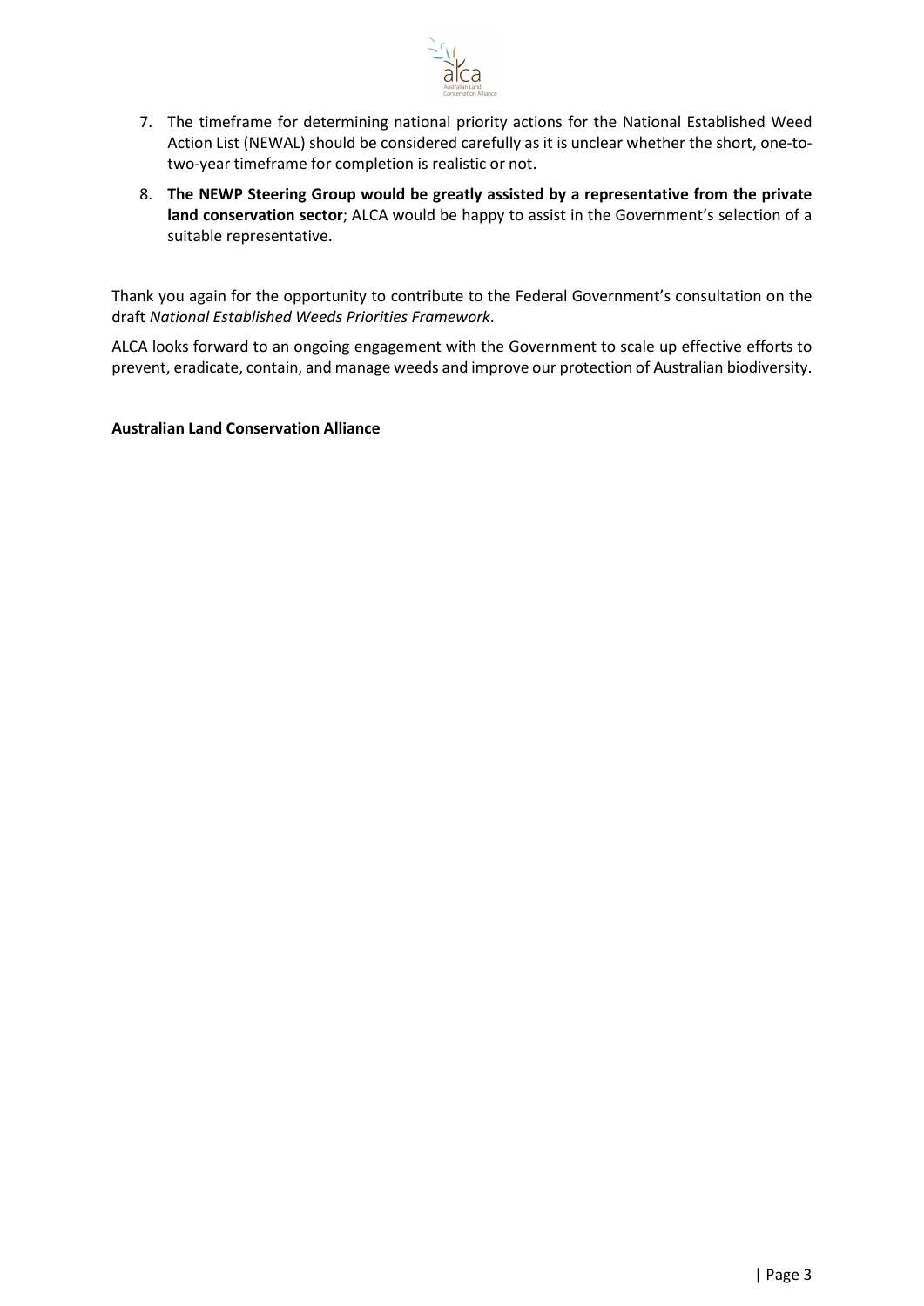7. The timeframe for determining national priority actions for the National Established Weed Action List (NEWAL) should be considered carefully as it is unclear whether the short, one-to-two-year timeframe for completion is realistic or not.
8. **The NEWP Steering Group would be greatly assisted by a representative from the private land conservation sector**; ALCA would be happy to assist in the Government's selection of a suitable representative.

Thank you again for the opportunity to contribute to the Federal Government's consultation on the draft *National Established Weeds Priorities Framework*.

ALCA looks forward to an ongoing engagement with the Government to scale up effective efforts to prevent, eradicate, contain, and manage weeds and improve our protection of Australian biodiversity.

**Australian Land Conservation Alliance**